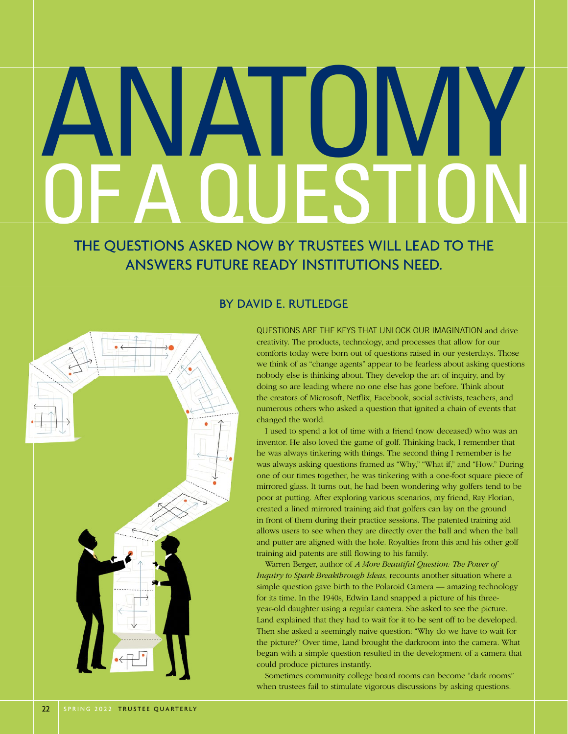# ANATOMY OF A QUESTION

## THE QUESTIONS ASKED NOW BY TRUSTEES WILL LEAD TO THE ANSWERS FUTURE READY INSTITUTIONS NEED.

### BY DAVID E. RUTLEDGE

QUESTIONS ARE THE KEYS THAT UNLOCK OUR IMAGINATION and drive creativity. The products, technology, and processes that allow for our comforts today were born out of questions raised in our yesterdays. Those we think of as "change agents" appear to be fearless about asking questions nobody else is thinking about. They develop the art of inquiry, and by doing so are leading where no one else has gone before. Think about the creators of Microsoft, Netflix, Facebook, social activists, teachers, and numerous others who asked a question that ignited a chain of events that changed the world.

I used to spend a lot of time with a friend (now deceased) who was an inventor. He also loved the game of golf. Thinking back, I remember that he was always tinkering with things. The second thing I remember is he was always asking questions framed as "Why," "What if," and "How." During one of our times together, he was tinkering with a one-foot square piece of mirrored glass. It turns out, he had been wondering why golfers tend to be poor at putting. After exploring various scenarios, my friend, Ray Florian, created a lined mirrored training aid that golfers can lay on the ground in front of them during their practice sessions. The patented training aid allows users to see when they are directly over the ball and when the ball and putter are aligned with the hole. Royalties from this and his other golf training aid patents are still flowing to his family.

Warren Berger, author of *A More Beautiful Question: The Power of Inquiry to Spark Breakthrough Ideas*, recounts another situation where a simple question gave birth to the Polaroid Camera — amazing technology for its time. In the 1940s, Edwin Land snapped a picture of his three-year-old daughter using a regular camera. She asked to see the picture. Land explained that they had to wait for it to be sent off to be developed. Then she asked a seemingly naive question: "Why do we have to wait for the picture?" Over time, Land brought the darkroom into the camera. What began with a simple question resulted in the development of a camera that could produce pictures instantly.

Sometimes community college board rooms can become "dark rooms" when trustees fail to stimulate vigorous discussions by asking questions.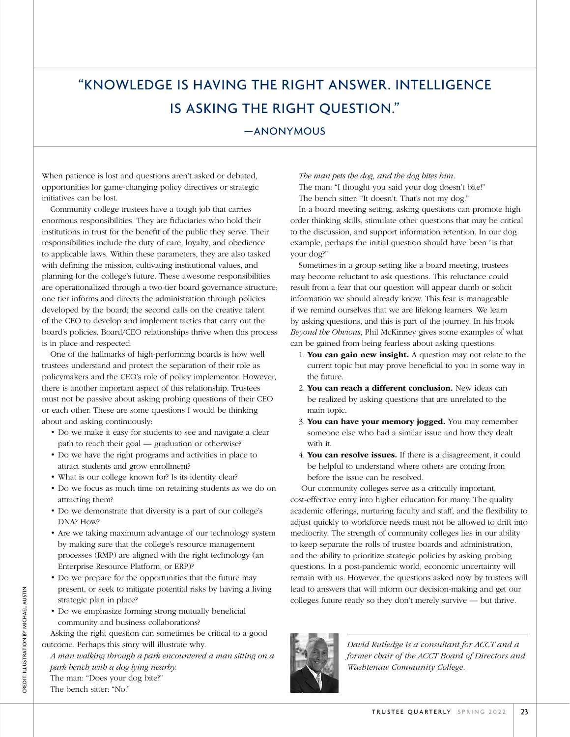## "KNOWLEDGE IS HAVING THE RIGHT ANSWER. INTELLIGENCE IS ASKING THE RIGHT QUESTION."

—ANONYMOUS

When patience is lost and questions aren't asked or debated, opportunities for game-changing policy directives or strategic initiatives can be lost.

Community college trustees have a tough job that carries enormous responsibilities. They are fiduciaries who hold their institutions in trust for the benefit of the public they serve. Their responsibilities include the duty of care, loyalty, and obedience to applicable laws. Within these parameters, they are also tasked with defining the mission, cultivating institutional values, and planning for the college's future. These awesome responsibilities are operationalized through a two-tier board governance structure; one tier informs and directs the administration through policies developed by the board; the second calls on the creative talent of the CEO to develop and implement tactics that carry out the board's policies. Board/CEO relationships thrive when this process is in place and respected.

One of the hallmarks of high-performing boards is how well trustees understand and protect the separation of their role as policymakers and the CEO's role of policy implementor. However, there is another important aspect of this relationship. Trustees must not be passive about asking probing questions of their CEO or each other. These are some questions I would be thinking about and asking continuously:

- Do we make it easy for students to see and navigate a clear path to reach their goal — graduation or otherwise?
- Do we have the right programs and activities in place to attract students and grow enrollment?
- What is our college known for? Is its identity clear?
- Do we focus as much time on retaining students as we do on attracting them?
- Do we demonstrate that diversity is a part of our college's DNA? How?
- Are we taking maximum advantage of our technology system by making sure that the college's resource management processes (RMP) are aligned with the right technology (an Enterprise Resource Platform, or ERP)?
- Do we prepare for the opportunities that the future may present, or seek to mitigate potential risks by having a living strategic plan in place?
- Do we emphasize forming strong mutually beneficial community and business collaborations?

Asking the right question can sometimes be critical to a good outcome. Perhaps this story will illustrate why.

*A man walking through a park encountered a man sitting on a park bench with a dog lying nearby.*

The man: "Does your dog bite?"

The bench sitter: "No."

*The man pets the dog, and the dog bites him.*

The man: "I thought you said your dog doesn't bite!"

The bench sitter: "It doesn't. That's not my dog."

In a board meeting setting, asking questions can promote high order thinking skills, stimulate other questions that may be critical to the discussion, and support information retention. In our dog example, perhaps the initial question should have been "is that your dog?"

Sometimes in a group setting like a board meeting, trustees may become reluctant to ask questions. This reluctance could result from a fear that our question will appear dumb or solicit information we should already know. This fear is manageable if we remind ourselves that we are lifelong learners. We learn by asking questions, and this is part of the journey. In his book *Beyond the Obvious*, Phil McKinney gives some examples of what can be gained from being fearless about asking questions:

1. **You can gain new insight.** A question may not relate to the current topic but may prove beneficial to you in some way in the future.
2. **You can reach a different conclusion.** New ideas can be realized by asking questions that are unrelated to the main topic.
3. **You can have your memory jogged.** You may remember someone else who had a similar issue and how they dealt with it.
4. **You can resolve issues.** If there is a disagreement, it could be helpful to understand where others are coming from before the issue can be resolved.

Our community colleges serve as a critically important, cost-effective entry into higher education for many. The quality academic offerings, nurturing faculty and staff, and the flexibility to adjust quickly to workforce needs must not be allowed to drift into mediocrity. The strength of community colleges lies in our ability to keep separate the rolls of trustee boards and administration, and the ability to prioritize strategic policies by asking probing questions. In a post-pandemic world, economic uncertainty will remain with us. However, the questions asked now by trustees will lead to answers that will inform our decision-making and get our colleges future ready so they don't merely survive — but thrive.

*David Rutledge is a consultant for ACCT and a former chair of the ACCT Board of Directors and Washtenaw Community College.*

CREDIT: ILLUSTRATION BY MICHAEL AUSTIN